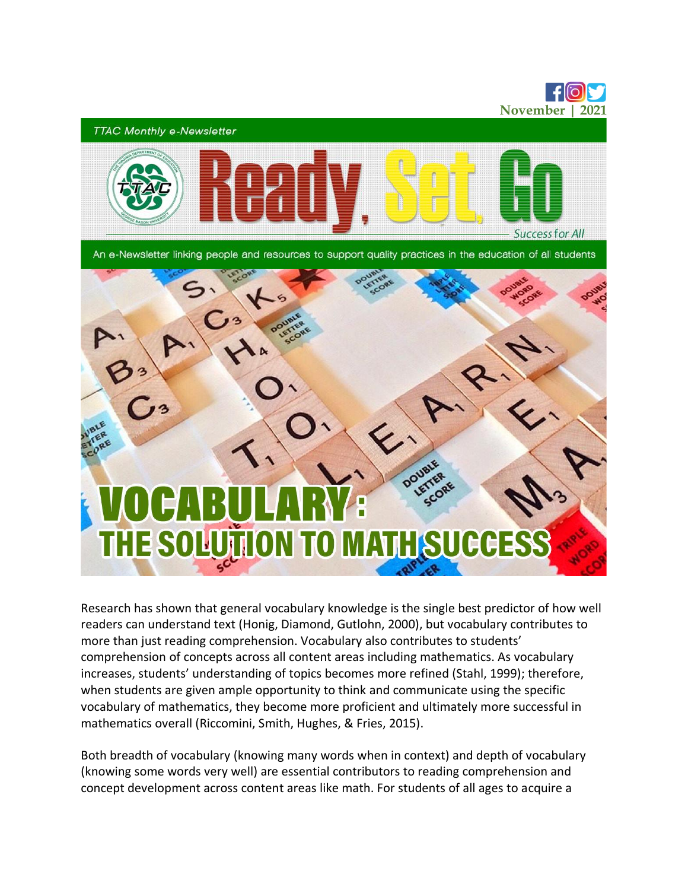November | 2021

TTAC Monthly e-Newsletter

# Ready, Set, Go

Success for All

An e-Newsletter linking people and resources to support quality practices in the education of all students

# VOCABULARY: THE SOLUTION TO MATH SUCCESS

Research has shown that general vocabulary knowledge is the single best predictor of how well readers can understand text (Honig, Diamond, Gutlohn, 2000), but vocabulary contributes to more than just reading comprehension. Vocabulary also contributes to students' comprehension of concepts across all content areas including mathematics. As vocabulary increases, students' understanding of topics becomes more refined (Stahl, 1999); therefore, when students are given ample opportunity to think and communicate using the specific vocabulary of mathematics, they become more proficient and ultimately more successful in mathematics overall (Riccomini, Smith, Hughes, & Fries, 2015).

Both breadth of vocabulary (knowing many words when in context) and depth of vocabulary (knowing some words very well) are essential contributors to reading comprehension and concept development across content areas like math. For students of all ages to acquire a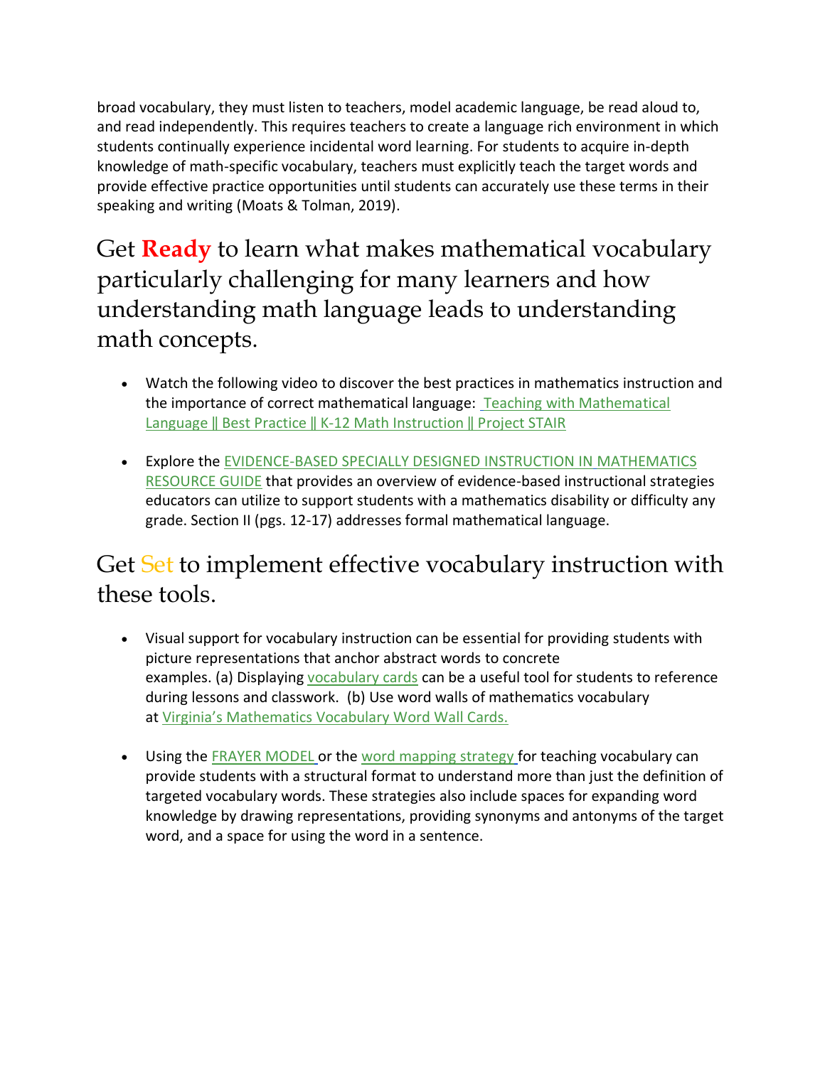broad vocabulary, they must listen to teachers, model academic language, be read aloud to, and read independently. This requires teachers to create a language rich environment in which students continually experience incidental word learning. For students to acquire in-depth knowledge of math-specific vocabulary, teachers must explicitly teach the target words and provide effective practice opportunities until students can accurately use these terms in their speaking and writing (Moats & Tolman, 2019).

## Get **Ready** to learn what makes mathematical vocabulary particularly challenging for many learners and how understanding math language leads to understanding math concepts.

- Watch the following video to discover the best practices in mathematics instruction and the importance of correct mathematical language: Teaching with Mathematical Language || Best Practice || K-12 Math Instruction || Project STAIR
- Explore the EVIDENCE-BASED SPECIALLY DESIGNED INSTRUCTION IN MATHEMATICS RESOURCE GUIDE that provides an overview of evidence-based instructional strategies educators can utilize to support students with a mathematics disability or difficulty any grade. Section II (pgs. 12-17) addresses formal mathematical language.

## Get Set to implement effective vocabulary instruction with these tools.

- Visual support for vocabulary instruction can be essential for providing students with picture representations that anchor abstract words to concrete examples. (a) Displaying vocabulary cards can be a useful tool for students to reference during lessons and classwork. (b) Use word walls of mathematics vocabulary at Virginia's Mathematics Vocabulary Word Wall Cards.
- Using the FRAYER MODEL or the word mapping strategy for teaching vocabulary can provide students with a structural format to understand more than just the definition of targeted vocabulary words. These strategies also include spaces for expanding word knowledge by drawing representations, providing synonyms and antonyms of the target word, and a space for using the word in a sentence.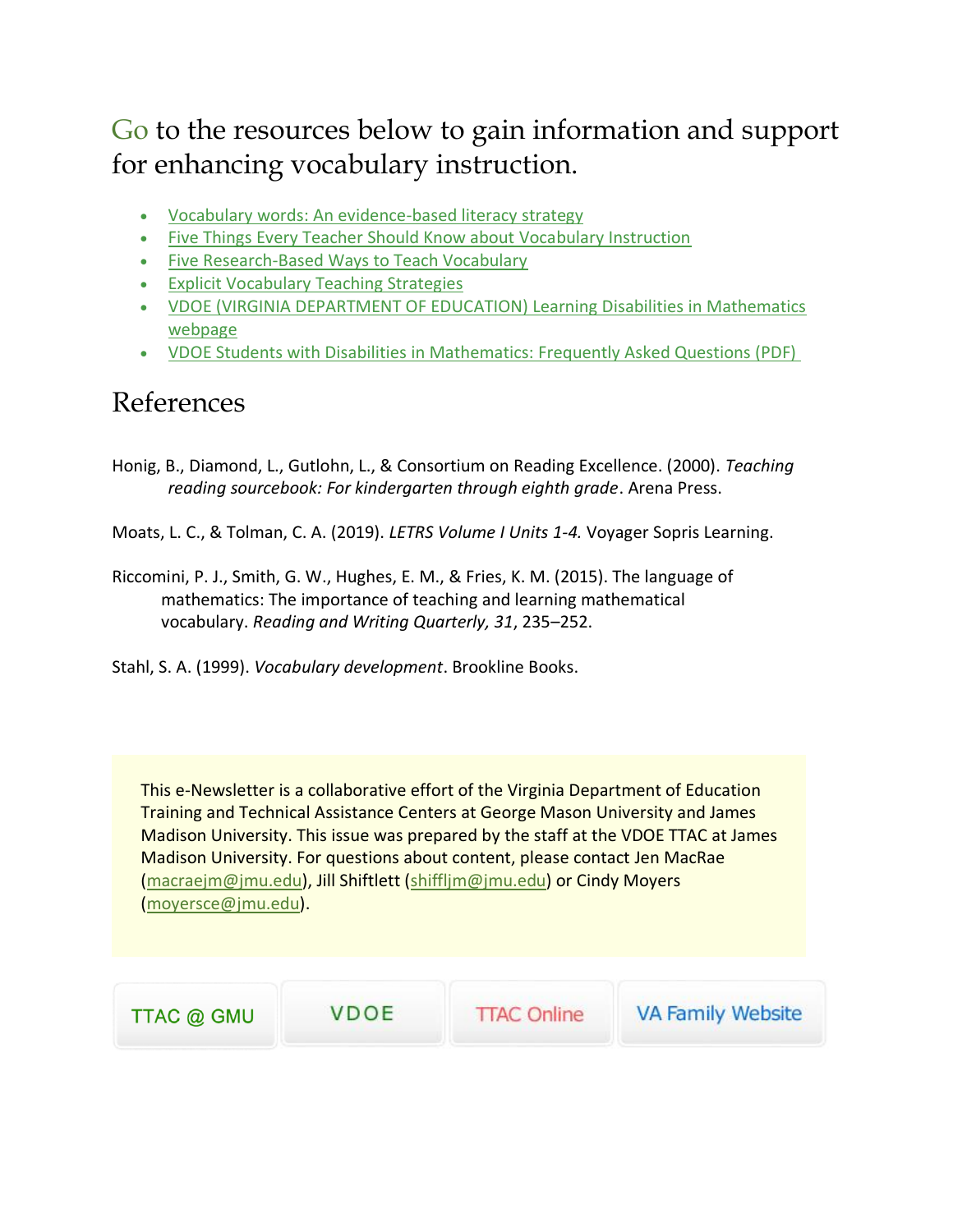## Go to the resources below to gain information and support for enhancing vocabulary instruction.

- Vocabulary words: An evidence-based literacy strategy
- Five Things Every Teacher Should Know about Vocabulary Instruction
- Five Research-Based Ways to Teach Vocabulary
- Explicit Vocabulary Teaching Strategies
- VDOE (VIRGINIA DEPARTMENT OF EDUCATION) Learning Disabilities in Mathematics webpage
- VDOE Students with Disabilities in Mathematics: Frequently Asked Questions (PDF)

## References

Honig, B., Diamond, L., Gutlohn, L., & Consortium on Reading Excellence. (2000). *Teaching reading sourcebook: For kindergarten through eighth grade*. Arena Press.

Moats, L. C., & Tolman, C. A. (2019). *LETRS Volume I Units 1-4.* Voyager Sopris Learning.

Riccomini, P. J., Smith, G. W., Hughes, E. M., & Fries, K. M. (2015). The language of mathematics: The importance of teaching and learning mathematical vocabulary. *Reading and Writing Quarterly, 31*, 235–252.

Stahl, S. A. (1999). *Vocabulary development*. Brookline Books.

This e-Newsletter is a collaborative effort of the Virginia Department of Education Training and Technical Assistance Centers at George Mason University and James Madison University. This issue was prepared by the staff at the VDOE TTAC at James Madison University. For questions about content, please contact Jen MacRae (macraejm@jmu.edu), Jill Shiftlett (shiffljm@jmu.edu) or Cindy Moyers (moyersce@jmu.edu).

TTAC @ GMU | VDOE | TTAC Online | VA Family Website